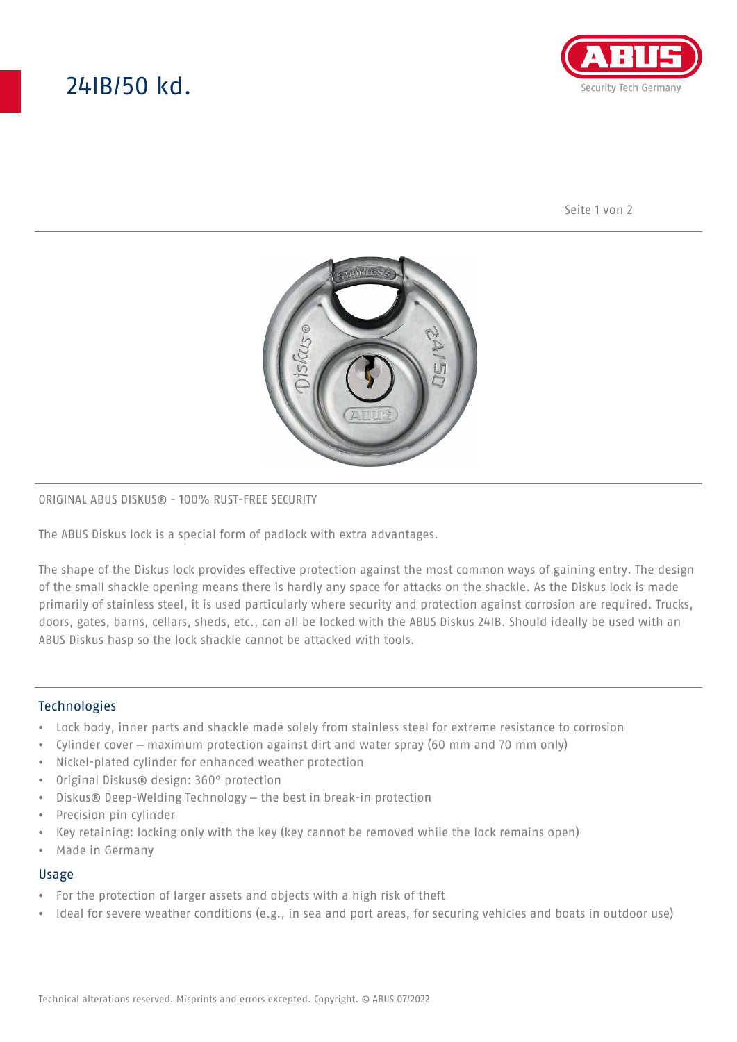# 24IB/50 kd.

ORIGINAL ABUS DISKUS® - 100% RUST-FREE SECURITY

The ABUS Diskus lock is a special form of padlock with extra advantages.

The shape of the Diskus lock provides effective protection against the most common ways of gaining entry. The design of the small shackle opening means there is hardly any space for attacks on the shackle. As the Diskus lock is made primarily of stainless steel, it is used particularly where security and protection against corrosion are required. Trucks, doors, gates, barns, cellars, sheds, etc., can all be locked with the ABUS Diskus 24IB. Should ideally be used with an ABUS Diskus hasp so the lock shackle cannot be attacked with tools.

## Technologies

- Lock body, inner parts and shackle made solely from stainless steel for extreme resistance to corrosion
- Cylinder cover – maximum protection against dirt and water spray (60 mm and 70 mm only)
- Nickel-plated cylinder for enhanced weather protection
- Original Diskus® design: 360° protection
- Diskus® Deep-Welding Technology – the best in break-in protection
- Precision pin cylinder
- Key retaining: locking only with the key (key cannot be removed while the lock remains open)
- Made in Germany

## Usage

- For the protection of larger assets and objects with a high risk of theft
- Ideal for severe weather conditions (e.g., in sea and port areas, for securing vehicles and boats in outdoor use)

Technical alterations reserved. Misprints and errors excepted. Copyright. © ABUS 07/2022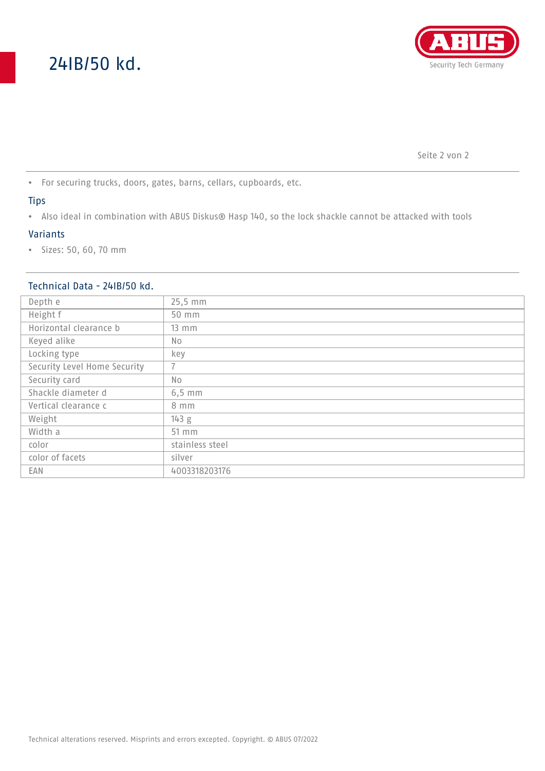# 24IB/50 kd.

- For securing trucks, doors, gates, barns, cellars, cupboards, etc.

## Tips

- Also ideal in combination with ABUS Diskus® Hasp 140, so the lock shackle cannot be attacked with tools

## Variants

- Sizes: 50, 60, 70 mm

## Technical Data - 24IB/50 kd.

| | |
|---|---|
| Depth e | 25,5 mm |
| Height f | 50 mm |
| Horizontal clearance b | 13 mm |
| Keyed alike | No |
| Locking type | key |
| Security Level Home Security | 7 |
| Security card | No |
| Shackle diameter d | 6,5 mm |
| Vertical clearance c | 8 mm |
| Weight | 143 g |
| Width a | 51 mm |
| color | stainless steel |
| color of facets | silver |
| EAN | 4003318203176 |

Technical alterations reserved. Misprints and errors excepted. Copyright. © ABUS 07/2022